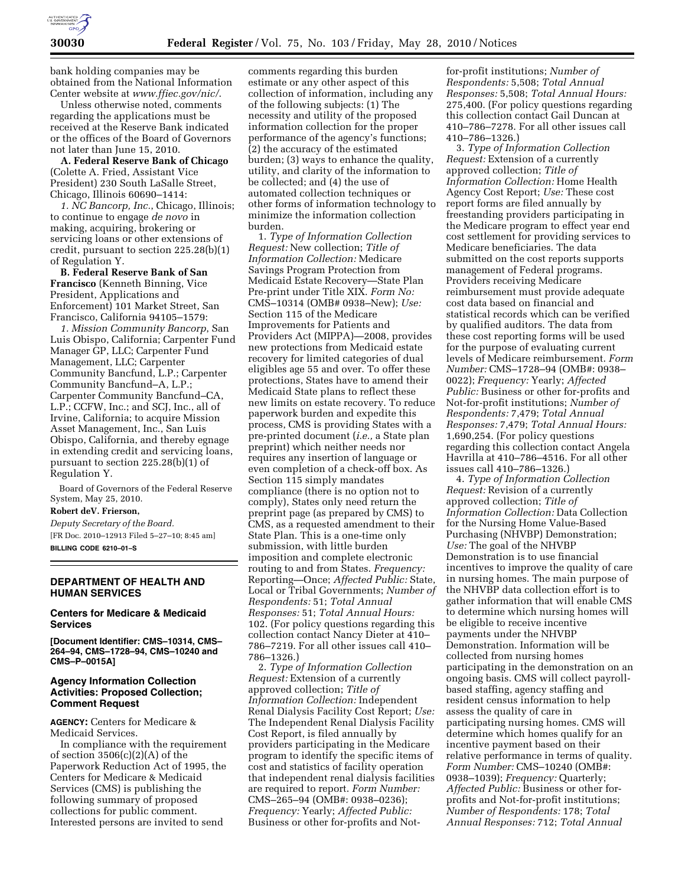bank holding companies may be obtained from the National Information Center website at *www.ffiec.gov/nic/*.

Unless otherwise noted, comments regarding the applications must be received at the Reserve Bank indicated or the offices of the Board of Governors not later than June 15, 2010.

**A. Federal Reserve Bank of Chicago** (Colette A. Fried, Assistant Vice President) 230 South LaSalle Street, Chicago, Illinois 60690–1414:

*1. NC Bancorp, Inc.*, Chicago, Illinois; to continue to engage *de novo* in making, acquiring, brokering or servicing loans or other extensions of credit, pursuant to section 225.28(b)(1) of Regulation Y.

**B. Federal Reserve Bank of San Francisco** (Kenneth Binning, Vice President, Applications and Enforcement) 101 Market Street, San Francisco, California 94105–1579:

*1. Mission Community Bancorp*, San Luis Obispo, California; Carpenter Fund Manager GP, LLC; Carpenter Fund Management, LLC; Carpenter Community Bancfund, L.P.; Carpenter Community Bancfund–A, L.P.; Carpenter Community Bancfund–CA, L.P.; CCFW, Inc.; and SCJ, Inc., all of Irvine, California; to acquire Mission Asset Management, Inc., San Luis Obispo, California, and thereby egnage in extending credit and servicing loans, pursuant to section 225.28(b)(1) of Regulation Y.

Board of Governors of the Federal Reserve System, May 25, 2010.

**Robert deV. Frierson,**

*Deputy Secretary of the Board.*

[FR Doc. 2010–12913 Filed 5–27–10; 8:45 am]

**BILLING CODE 6210–01–S**

## DEPARTMENT OF HEALTH AND HUMAN SERVICES

### Centers for Medicare & Medicaid Services

**[Document Identifier: CMS–10314, CMS–264–94, CMS–1728–94, CMS–10240 and CMS–P–0015A]**

### Agency Information Collection Activities: Proposed Collection; Comment Request

**AGENCY:** Centers for Medicare & Medicaid Services.

In compliance with the requirement of section 3506(c)(2)(A) of the Paperwork Reduction Act of 1995, the Centers for Medicare & Medicaid Services (CMS) is publishing the following summary of proposed collections for public comment. Interested persons are invited to send comments regarding this burden estimate or any other aspect of this collection of information, including any of the following subjects: (1) The necessity and utility of the proposed information collection for the proper performance of the agency's functions; (2) the accuracy of the estimated burden; (3) ways to enhance the quality, utility, and clarity of the information to be collected; and (4) the use of automated collection techniques or other forms of information technology to minimize the information collection burden.

1. *Type of Information Collection Request:* New collection; *Title of Information Collection:* Medicare Savings Program Protection from Medicaid Estate Recovery—State Plan Pre-print under Title XIX. *Form No:* CMS–10314 (OMB# 0938–New); *Use:* Section 115 of the Medicare Improvements for Patients and Providers Act (MIPPA)—2008, provides new protections from Medicaid estate recovery for limited categories of dual eligibles age 55 and over. To offer these protections, States have to amend their Medicaid State plans to reflect these new limits on estate recovery. To reduce paperwork burden and expedite this process, CMS is providing States with a pre-printed document (*i.e.,* a State plan preprint) which neither needs nor requires any insertion of language or even completion of a check-off box. As Section 115 simply mandates compliance (there is no option not to comply), States only need return the preprint page (as prepared by CMS) to CMS, as a requested amendment to their State Plan. This is a one-time only submission, with little burden imposition and complete electronic routing to and from States. *Frequency:* Reporting—Once; *Affected Public:* State, Local or Tribal Governments; *Number of Respondents:* 51; *Total Annual Responses:* 51; *Total Annual Hours:* 102. (For policy questions regarding this collection contact Nancy Dieter at 410–786–7219. For all other issues call 410–786–1326.)

2. *Type of Information Collection Request:* Extension of a currently approved collection; *Title of Information Collection:* Independent Renal Dialysis Facility Cost Report; *Use:* The Independent Renal Dialysis Facility Cost Report, is filed annually by providers participating in the Medicare program to identify the specific items of cost and statistics of facility operation that independent renal dialysis facilities are required to report. *Form Number:* CMS–265–94 (OMB#: 0938–0236); *Frequency:* Yearly; *Affected Public:* Business or other for-profits and Not-for-profit institutions; *Number of Respondents:* 5,508; *Total Annual Responses:* 5,508; *Total Annual Hours:* 275,400. (For policy questions regarding this collection contact Gail Duncan at 410–786–7278. For all other issues call 410–786–1326.)

3. *Type of Information Collection Request:* Extension of a currently approved collection; *Title of Information Collection:* Home Health Agency Cost Report; *Use:* These cost report forms are filed annually by freestanding providers participating in the Medicare program to effect year end cost settlement for providing services to Medicare beneficiaries. The data submitted on the cost reports supports management of Federal programs. Providers receiving Medicare reimbursement must provide adequate cost data based on financial and statistical records which can be verified by qualified auditors. The data from these cost reporting forms will be used for the purpose of evaluating current levels of Medicare reimbursement. *Form Number:* CMS–1728–94 (OMB#: 0938–0022); *Frequency:* Yearly; *Affected Public:* Business or other for-profits and Not-for-profit institutions; *Number of Respondents:* 7,479; *Total Annual Responses:* 7,479; *Total Annual Hours:* 1,690,254. (For policy questions regarding this collection contact Angela Havrilla at 410–786–4516. For all other issues call 410–786–1326.)

4. *Type of Information Collection Request:* Revision of a currently approved collection; *Title of Information Collection:* Data Collection for the Nursing Home Value-Based Purchasing (NHVBP) Demonstration; *Use:* The goal of the NHVBP Demonstration is to use financial incentives to improve the quality of care in nursing homes. The main purpose of the NHVBP data collection effort is to gather information that will enable CMS to determine which nursing homes will be eligible to receive incentive payments under the NHVBP Demonstration. Information will be collected from nursing homes participating in the demonstration on an ongoing basis. CMS will collect payroll-based staffing, agency staffing and resident census information to help assess the quality of care in participating nursing homes. CMS will determine which homes qualify for an incentive payment based on their relative performance in terms of quality. *Form Number:* CMS–10240 (OMB#: 0938–1039); *Frequency:* Quarterly; *Affected Public:* Business or other for-profits and Not-for-profit institutions; *Number of Respondents:* 178; *Total Annual Responses:* 712; *Total Annual*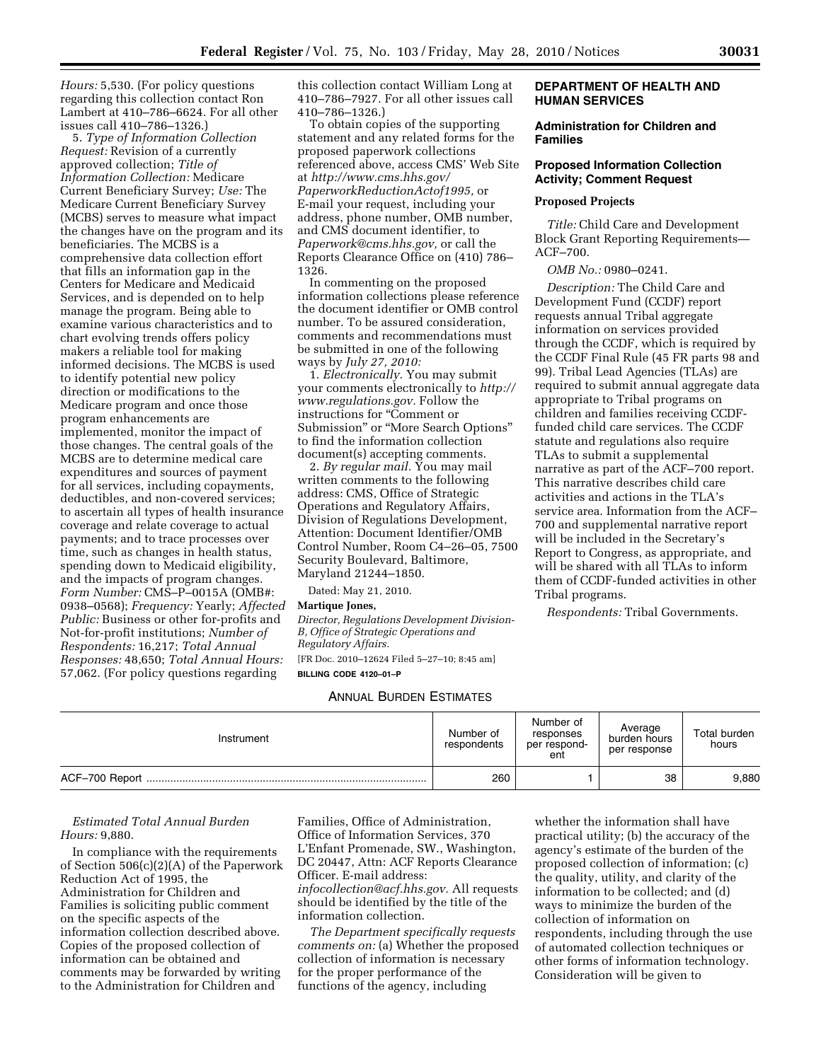*Hours:* 5,530. (For policy questions regarding this collection contact Ron Lambert at 410–786–6624. For all other issues call 410–786–1326.)

5. *Type of Information Collection Request:* Revision of a currently approved collection; *Title of Information Collection:* Medicare Current Beneficiary Survey; *Use:* The Medicare Current Beneficiary Survey (MCBS) serves to measure what impact the changes have on the program and its beneficiaries. The MCBS is a comprehensive data collection effort that fills an information gap in the Centers for Medicare and Medicaid Services, and is depended on to help manage the program. Being able to examine various characteristics and to chart evolving trends offers policy makers a reliable tool for making informed decisions. The MCBS is used to identify potential new policy direction or modifications to the Medicare program and once those program enhancements are implemented, monitor the impact of those changes. The central goals of the MCBS are to determine medical care expenditures and sources of payment for all services, including copayments, deductibles, and non-covered services; to ascertain all types of health insurance coverage and relate coverage to actual payments; and to trace processes over time, such as changes in health status, spending down to Medicaid eligibility, and the impacts of program changes. *Form Number:* CMS–P–0015A (OMB#: 0938–0568); *Frequency:* Yearly; *Affected Public:* Business or other for-profits and Not-for-profit institutions; *Number of Respondents:* 16,217; *Total Annual Responses:* 48,650; *Total Annual Hours:* 57,062. (For policy questions regarding this collection contact William Long at 410–786–7927. For all other issues call 410–786–1326.)

To obtain copies of the supporting statement and any related forms for the proposed paperwork collections referenced above, access CMS' Web Site at *http://www.cms.hhs.gov/PaperworkReductionActof1995,* or E-mail your request, including your address, phone number, OMB number, and CMS document identifier, to *Paperwork@cms.hhs.gov,* or call the Reports Clearance Office on (410) 786–1326.

In commenting on the proposed information collections please reference the document identifier or OMB control number. To be assured consideration, comments and recommendations must be submitted in one of the following ways by *July 27, 2010:*

1. *Electronically.* You may submit your comments electronically to *http://www.regulations.gov.* Follow the instructions for "Comment or Submission" or "More Search Options" to find the information collection document(s) accepting comments.

2. *By regular mail.* You may mail written comments to the following address: CMS, Office of Strategic Operations and Regulatory Affairs, Division of Regulations Development, Attention: Document Identifier/OMB Control Number, Room C4–26–05, 7500 Security Boulevard, Baltimore, Maryland 21244–1850.

Dated: May 21, 2010.

**Martique Jones,**

*Director, Regulations Development Division-B, Office of Strategic Operations and Regulatory Affairs.*

[FR Doc. 2010–12624 Filed 5–27–10; 8:45 am]

**BILLING CODE 4120–01–P**

## DEPARTMENT OF HEALTH AND HUMAN SERVICES

### Administration for Children and Families

### Proposed Information Collection Activity; Comment Request

**Proposed Projects**

*Title:* Child Care and Development Block Grant Reporting Requirements—ACF–700.

*OMB No.:* 0980–0241.

*Description:* The Child Care and Development Fund (CCDF) report requests annual Tribal aggregate information on services provided through the CCDF, which is required by the CCDF Final Rule (45 FR parts 98 and 99). Tribal Lead Agencies (TLAs) are required to submit annual aggregate data appropriate to Tribal programs on children and families receiving CCDF-funded child care services. The CCDF statute and regulations also require TLAs to submit a supplemental narrative as part of the ACF–700 report. This narrative describes child care activities and actions in the TLA's service area. Information from the ACF–700 and supplemental narrative report will be included in the Secretary's Report to Congress, as appropriate, and will be shared with all TLAs to inform them of CCDF-funded activities in other Tribal programs.

*Respondents:* Tribal Governments.

ANNUAL BURDEN ESTIMATES

| Instrument | Number of respondents | Number of responses per respondent | Average burden hours per response | Total burden hours |
|---|---|---|---|---|
| ACF–700 Report | 260 | 1 | 38 | 9,880 |

*Estimated Total Annual Burden Hours:* 9,880.

In compliance with the requirements of Section 506(c)(2)(A) of the Paperwork Reduction Act of 1995, the Administration for Children and Families is soliciting public comment on the specific aspects of the information collection described above. Copies of the proposed collection of information can be obtained and comments may be forwarded by writing to the Administration for Children and Families, Office of Administration, Office of Information Services, 370 L'Enfant Promenade, SW., Washington, DC 20447, Attn: ACF Reports Clearance Officer. E-mail address: *infocollection@acf.hhs.gov.* All requests should be identified by the title of the information collection.

*The Department specifically requests comments on:* (a) Whether the proposed collection of information is necessary for the proper performance of the functions of the agency, including whether the information shall have practical utility; (b) the accuracy of the agency's estimate of the burden of the proposed collection of information; (c) the quality, utility, and clarity of the information to be collected; and (d) ways to minimize the burden of the collection of information on respondents, including through the use of automated collection techniques or other forms of information technology. Consideration will be given to